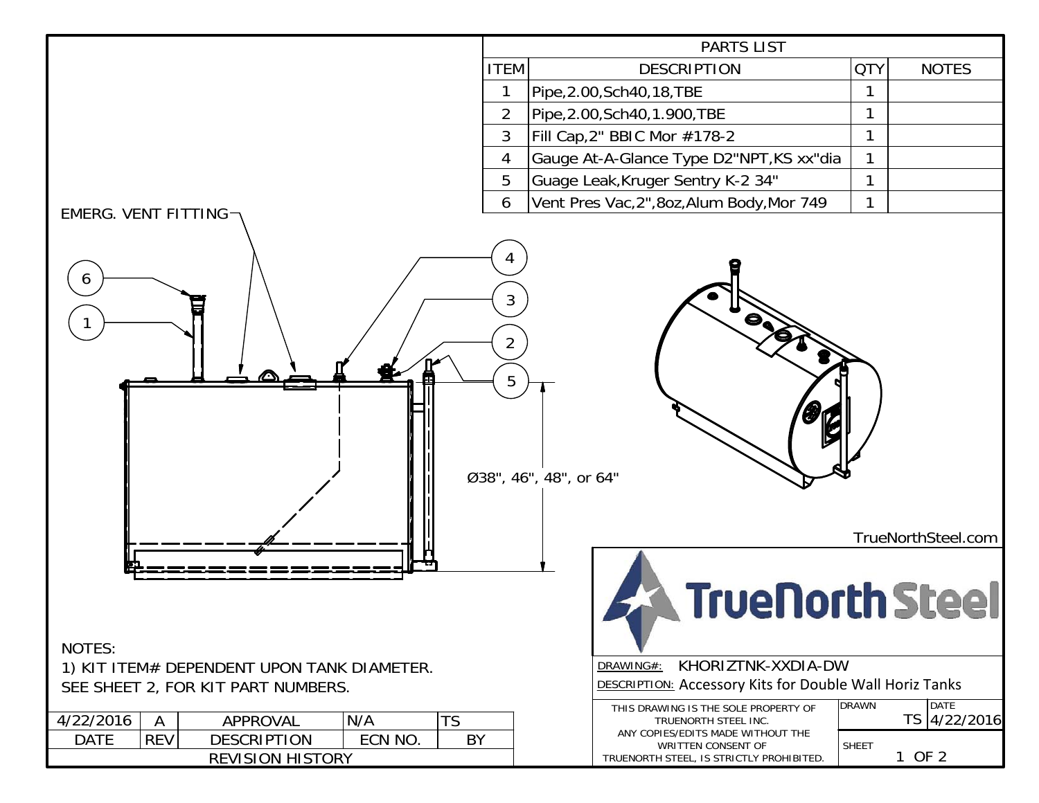## PARTS LIST

| ITEM | DESCRIPTION | QTY | NOTES |
|---|---|---|---|
| 1 | Pipe,2.00,Sch40,18,TBE | 1 | |
| 2 | Pipe,2.00,Sch40,1.900,TBE | 1 | |
| 3 | Fill Cap,2" BBIC Mor #178-2 | 1 | |
| 4 | Gauge At-A-Glance Type D2"NPT,KS xx"dia | 1 | |
| 5 | Guage Leak,Kruger Sentry K-2 34" | 1 | |
| 6 | Vent Pres Vac,2",8oz,Alum Body,Mor 749 | 1 | |

EMERG. VENT FITTING

6

1

4

3

2

5

Ø38", 46", 48", or 64"

TrueNorthSteel.com

NOTES:

1) KIT ITEM# DEPENDENT UPON TANK DIAMETER.
SEE SHEET 2, FOR KIT PART NUMBERS.

| DATE | REV | DESCRIPTION | ECN NO. | BY |
|---|---|---|---|---|
| 4/22/2016 | A | APPROVAL | N/A | TS |

REVISION HISTORY

TrueNorth Steel

DRAWING#: KHORIZTNK-XXDIA-DW

DESCRIPTION: Accessory Kits for Double Wall Horiz Tanks

THIS DRAWING IS THE SOLE PROPERTY OF TRUENORTH STEEL INC. ANY COPIES/EDITS MADE WITHOUT THE WRITTEN CONSENT OF TRUENORTH STEEL, IS STRICTLY PROHIBITED.

| DRAWN | DATE |
|---|---|
| TS | 4/22/2016 |

SHEET 1 OF 2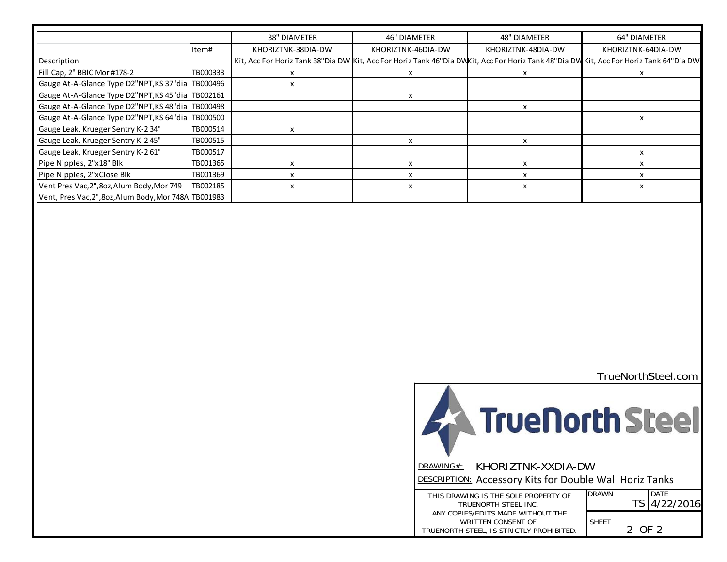| | | 38" DIAMETER | 46" DIAMETER | 48" DIAMETER | 64" DIAMETER |
|---|---|---|---|---|---|
| | Item# | KHORIZTNK-38DIA-DW | KHORIZTNK-46DIA-DW | KHORIZTNK-48DIA-DW | KHORIZTNK-64DIA-DW |
| Description | | Kit, Acc For Horiz Tank 38"Dia DW | Kit, Acc For Horiz Tank 46"Dia DW | Kit, Acc For Horiz Tank 48"Dia DW | Kit, Acc For Horiz Tank 64"Dia DW |
| Fill Cap, 2" BBIC Mor #178-2 | TB000333 | x | x | x | x |
| Gauge At-A-Glance Type D2"NPT,KS 37"dia | TB000496 | x | | | |
| Gauge At-A-Glance Type D2"NPT,KS 45"dia | TB002161 | | x | | |
| Gauge At-A-Glance Type D2"NPT,KS 48"dia | TB000498 | | | x | |
| Gauge At-A-Glance Type D2"NPT,KS 64"dia | TB000500 | | | | x |
| Gauge Leak, Krueger Sentry K-2 34" | TB000514 | x | | | |
| Gauge Leak, Krueger Sentry K-2 45" | TB000515 | | x | x | |
| Gauge Leak, Krueger Sentry K-2 61" | TB000517 | | | | x |
| Pipe Nipples, 2"x18" Blk | TB001365 | x | x | x | x |
| Pipe Nipples, 2"xClose Blk | TB001369 | x | x | x | x |
| Vent Pres Vac,2",8oz,Alum Body,Mor 749 | TB002185 | x | x | x | x |
| Vent, Pres Vac,2",8oz,Alum Body,Mor 748A | TB001983 | | | | |

TrueNorthSteel.com

TrueNorth Steel

DRAWING#: KHORIZTNK-XXDIA-DW

DESCRIPTION: Accessory Kits for Double Wall Horiz Tanks

THIS DRAWING IS THE SOLE PROPERTY OF TRUENORTH STEEL INC. ANY COPIES/EDITS MADE WITHOUT THE WRITTEN CONSENT OF TRUENORTH STEEL, IS STRICTLY PROHIBITED.

| DRAWN | DATE |
|---|---|
| TS | 4/22/2016 |

SHEET 2 OF 2